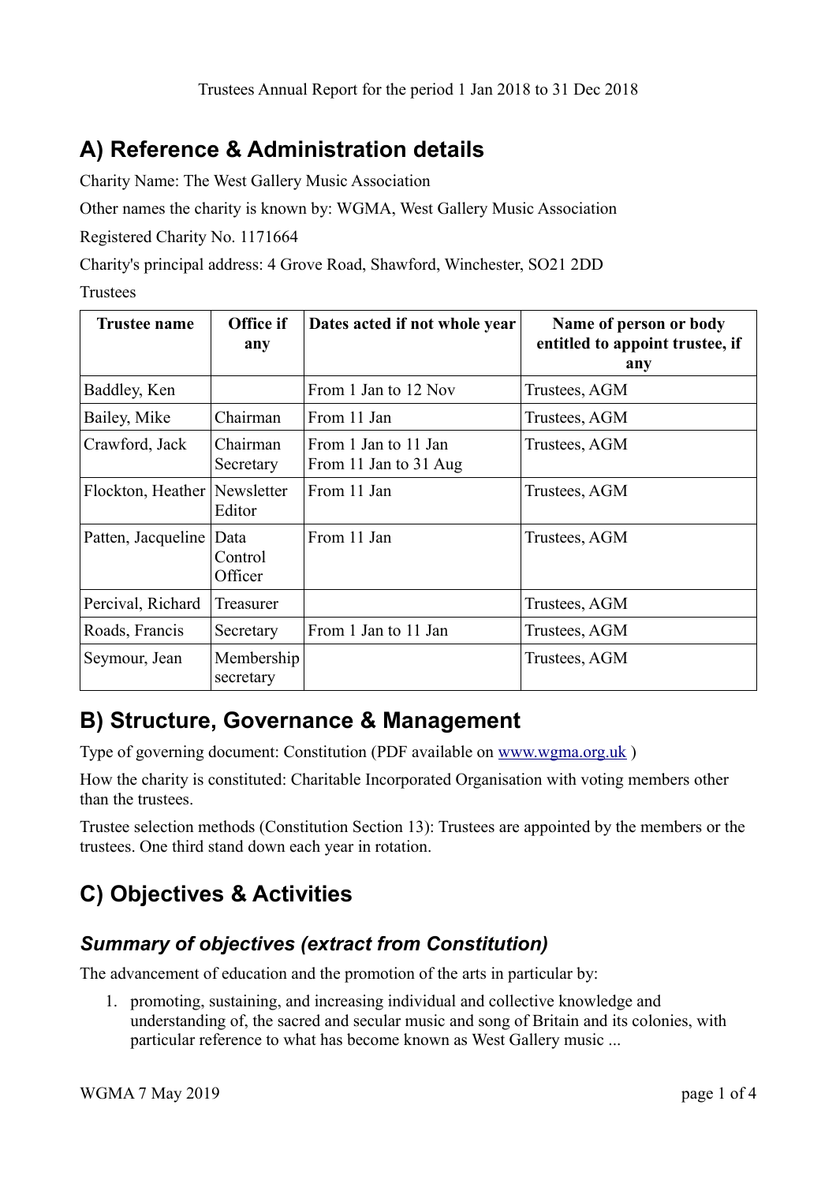Trustees Annual Report for the period 1 Jan 2018 to 31 Dec 2018

## A) Reference & Administration details

Charity Name: The West Gallery Music Association

Other names the charity is known by: WGMA, West Gallery Music Association

Registered Charity No. 1171664

Charity's principal address: 4 Grove Road, Shawford, Winchester, SO21 2DD

Trustees

| Trustee name | Office if any | Dates acted if not whole year | Name of person or body entitled to appoint trustee, if any |
|---|---|---|---|
| Baddley, Ken | | From 1 Jan to 12 Nov | Trustees, AGM |
| Bailey, Mike | Chairman | From 11 Jan | Trustees, AGM |
| Crawford, Jack | Chairman<br>Secretary | From 1 Jan to 11 Jan<br>From 11 Jan to 31 Aug | Trustees, AGM |
| Flockton, Heather | Newsletter Editor | From 11 Jan | Trustees, AGM |
| Patten, Jacqueline | Data Control Officer | From 11 Jan | Trustees, AGM |
| Percival, Richard | Treasurer | | Trustees, AGM |
| Roads, Francis | Secretary | From 1 Jan to 11 Jan | Trustees, AGM |
| Seymour, Jean | Membership secretary | | Trustees, AGM |

## B) Structure, Governance & Management

Type of governing document: Constitution (PDF available on [www.wgma.org.uk](http://www.wgma.org.uk) )

How the charity is constituted: Charitable Incorporated Organisation with voting members other than the trustees.

Trustee selection methods (Constitution Section 13): Trustees are appointed by the members or the trustees. One third stand down each year in rotation.

## C) Objectives & Activities

### *Summary of objectives (extract from Constitution)*

The advancement of education and the promotion of the arts in particular by:

1. promoting, sustaining, and increasing individual and collective knowledge and understanding of, the sacred and secular music and song of Britain and its colonies, with particular reference to what has become known as West Gallery music ...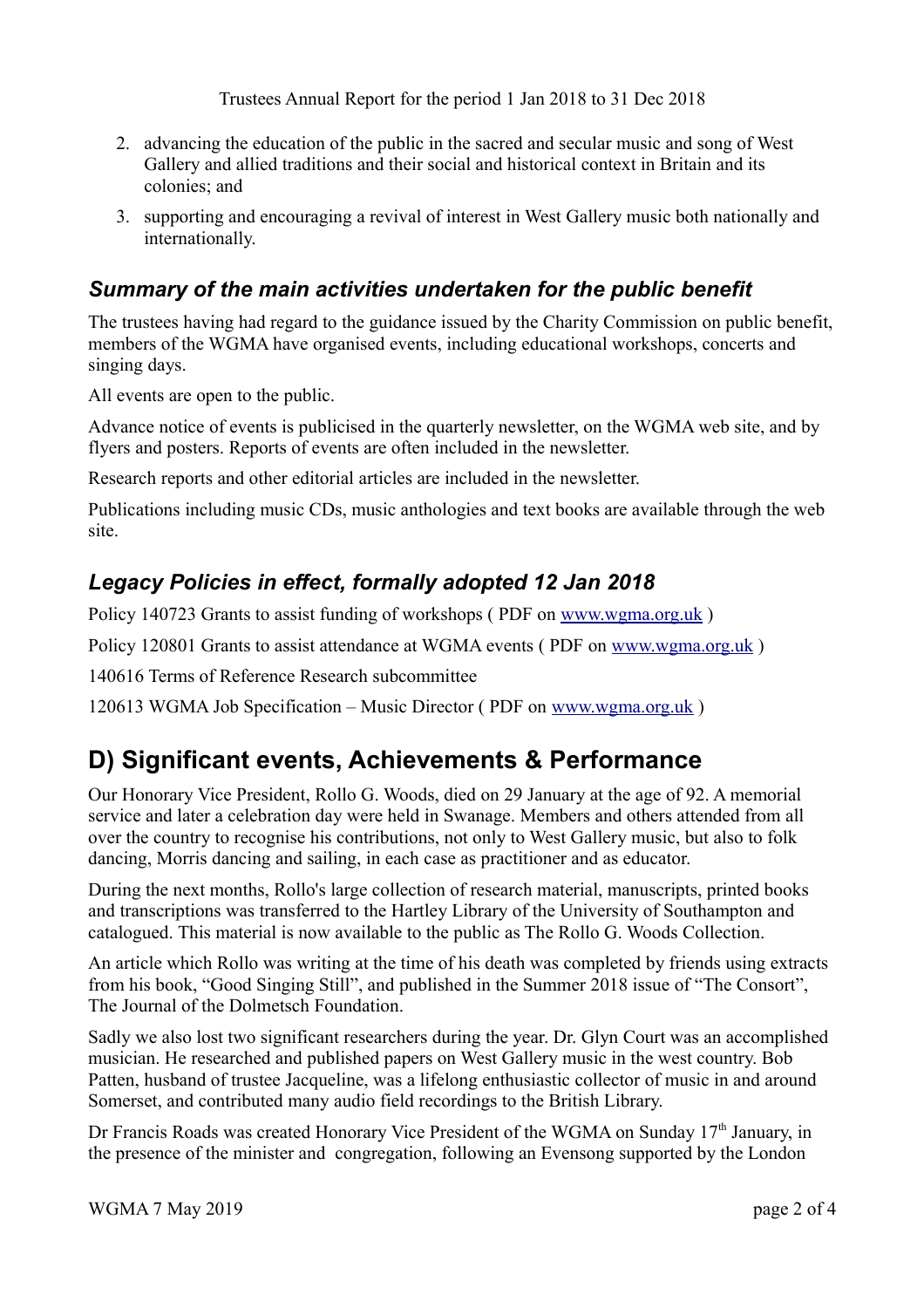2. advancing the education of the public in the sacred and secular music and song of West Gallery and allied traditions and their social and historical context in Britain and its colonies; and
3. supporting and encouraging a revival of interest in West Gallery music both nationally and internationally.

### *Summary of the main activities undertaken for the public benefit*

The trustees having had regard to the guidance issued by the Charity Commission on public benefit, members of the WGMA have organised events, including educational workshops, concerts and singing days.

All events are open to the public.

Advance notice of events is publicised in the quarterly newsletter, on the WGMA web site, and by flyers and posters. Reports of events are often included in the newsletter.

Research reports and other editorial articles are included in the newsletter.

Publications including music CDs, music anthologies and text books are available through the web site.

### *Legacy Policies in effect, formally adopted 12 Jan 2018*

Policy 140723 Grants to assist funding of workshops ( PDF on www.wgma.org.uk )

Policy 120801 Grants to assist attendance at WGMA events ( PDF on www.wgma.org.uk )

140616 Terms of Reference Research subcommittee

120613 WGMA Job Specification – Music Director ( PDF on www.wgma.org.uk )

## D) Significant events, Achievements & Performance

Our Honorary Vice President, Rollo G. Woods, died on 29 January at the age of 92. A memorial service and later a celebration day were held in Swanage. Members and others attended from all over the country to recognise his contributions, not only to West Gallery music, but also to folk dancing, Morris dancing and sailing, in each case as practitioner and as educator.

During the next months, Rollo's large collection of research material, manuscripts, printed books and transcriptions was transferred to the Hartley Library of the University of Southampton and catalogued. This material is now available to the public as The Rollo G. Woods Collection.

An article which Rollo was writing at the time of his death was completed by friends using extracts from his book, “Good Singing Still”, and published in the Summer 2018 issue of “The Consort”, The Journal of the Dolmetsch Foundation.

Sadly we also lost two significant researchers during the year. Dr. Glyn Court was an accomplished musician. He researched and published papers on West Gallery music in the west country. Bob Patten, husband of trustee Jacqueline, was a lifelong enthusiastic collector of music in and around Somerset, and contributed many audio field recordings to the British Library.

Dr Francis Roads was created Honorary Vice President of the WGMA on Sunday 17th January, in the presence of the minister and congregation, following an Evensong supported by the London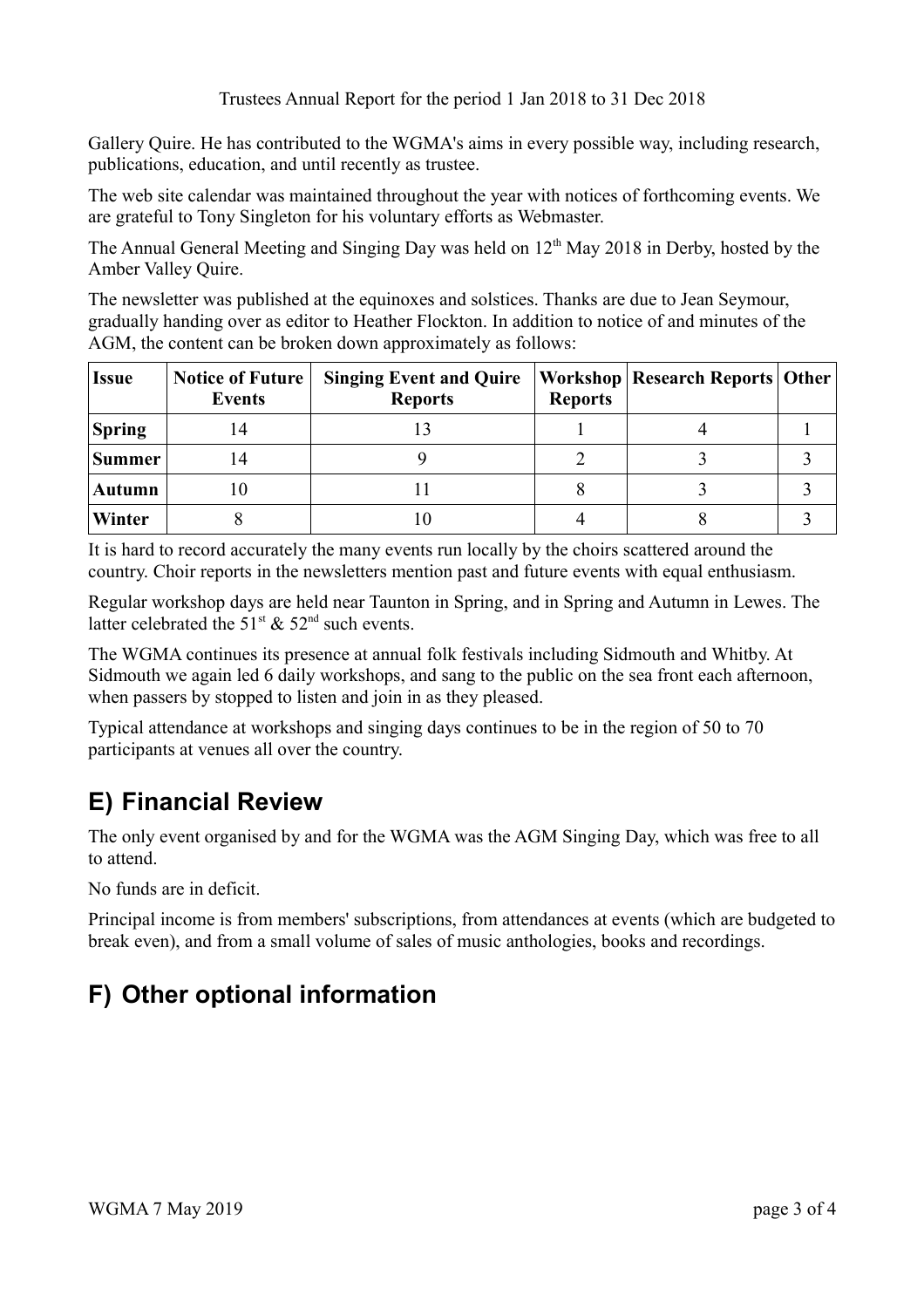Gallery Quire. He has contributed to the WGMA's aims in every possible way, including research, publications, education, and until recently as trustee.

The web site calendar was maintained throughout the year with notices of forthcoming events. We are grateful to Tony Singleton for his voluntary efforts as Webmaster.

The Annual General Meeting and Singing Day was held on 12th May 2018 in Derby, hosted by the Amber Valley Quire.

The newsletter was published at the equinoxes and solstices. Thanks are due to Jean Seymour, gradually handing over as editor to Heather Flockton. In addition to notice of and minutes of the AGM, the content can be broken down approximately as follows:

| Issue | Notice of Future Events | Singing Event and Quire Reports | Workshop Reports | Research Reports | Other |
|---|---|---|---|---|---|
| **Spring** | 14 | 13 | 1 | 4 | 1 |
| **Summer** | 14 | 9 | 2 | 3 | 3 |
| **Autumn** | 10 | 11 | 8 | 3 | 3 |
| **Winter** | 8 | 10 | 4 | 8 | 3 |

It is hard to record accurately the many events run locally by the choirs scattered around the country. Choir reports in the newsletters mention past and future events with equal enthusiasm.

Regular workshop days are held near Taunton in Spring, and in Spring and Autumn in Lewes. The latter celebrated the 51st & 52nd such events.

The WGMA continues its presence at annual folk festivals including Sidmouth and Whitby. At Sidmouth we again led 6 daily workshops, and sang to the public on the sea front each afternoon, when passers by stopped to listen and join in as they pleased.

Typical attendance at workshops and singing days continues to be in the region of 50 to 70 participants at venues all over the country.

## E) Financial Review

The only event organised by and for the WGMA was the AGM Singing Day, which was free to all to attend.

No funds are in deficit.

Principal income is from members' subscriptions, from attendances at events (which are budgeted to break even), and from a small volume of sales of music anthologies, books and recordings.

## F) Other optional information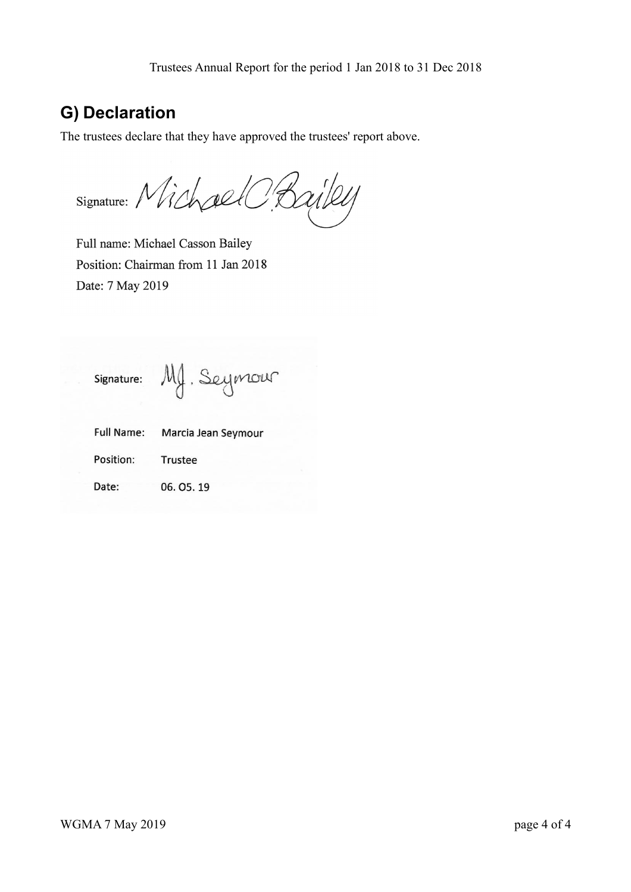## G) Declaration

The trustees declare that they have approved the trustees' report above.

Signature: Michael C. Bailey

Full name: Michael Casson Bailey

Position: Chairman from 11 Jan 2018

Date: 7 May 2019

Signature: M.J. Seymour

Full Name: Marcia Jean Seymour

Position: Trustee

Date: 06. 05. 19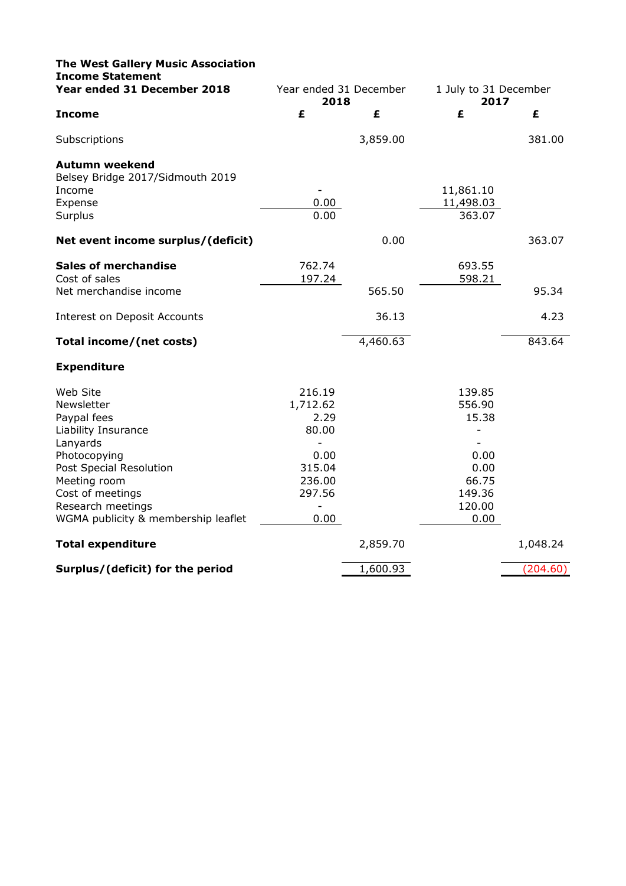**The West Gallery Music Association**
**Income Statement**
**Year ended 31 December 2018**

| | Year ended 31 December 2018 | | 1 July to 31 December 2017 | |
|---|---|---|---|---|
| **Income** | **£** | **£** | **£** | **£** |
| Subscriptions | | 3,859.00 | | 381.00 |
| **Autumn weekend** | | | | |
| Belsey Bridge 2017/Sidmouth 2019 | | | | |
| Income | - | | 11,861.10 | |
| Expense | 0.00 | | 11,498.03 | |
| Surplus | 0.00 | | 363.07 | |
| **Net event income surplus/(deficit)** | | 0.00 | | 363.07 |
| **Sales of merchandise** | 762.74 | | 693.55 | |
| Cost of sales | 197.24 | | 598.21 | |
| Net merchandise income | | 565.50 | | 95.34 |
| Interest on Deposit Accounts | | 36.13 | | 4.23 |
| **Total income/(net costs)** | | 4,460.63 | | 843.64 |
| **Expenditure** | | | | |
| Web Site | 216.19 | | 139.85 | |
| Newsletter | 1,712.62 | | 556.90 | |
| Paypal fees | 2.29 | | 15.38 | |
| Liability Insurance | 80.00 | | - | |
| Lanyards | - | | - | |
| Photocopying | 0.00 | | 0.00 | |
| Post Special Resolution | 315.04 | | 0.00 | |
| Meeting room | 236.00 | | 66.75 | |
| Cost of meetings | 297.56 | | 149.36 | |
| Research meetings | - | | 120.00 | |
| WGMA publicity & membership leaflet | 0.00 | | 0.00 | |
| **Total expenditure** | | 2,859.70 | | 1,048.24 |
| **Surplus/(deficit) for the period** | | 1,600.93 | | (204.60) |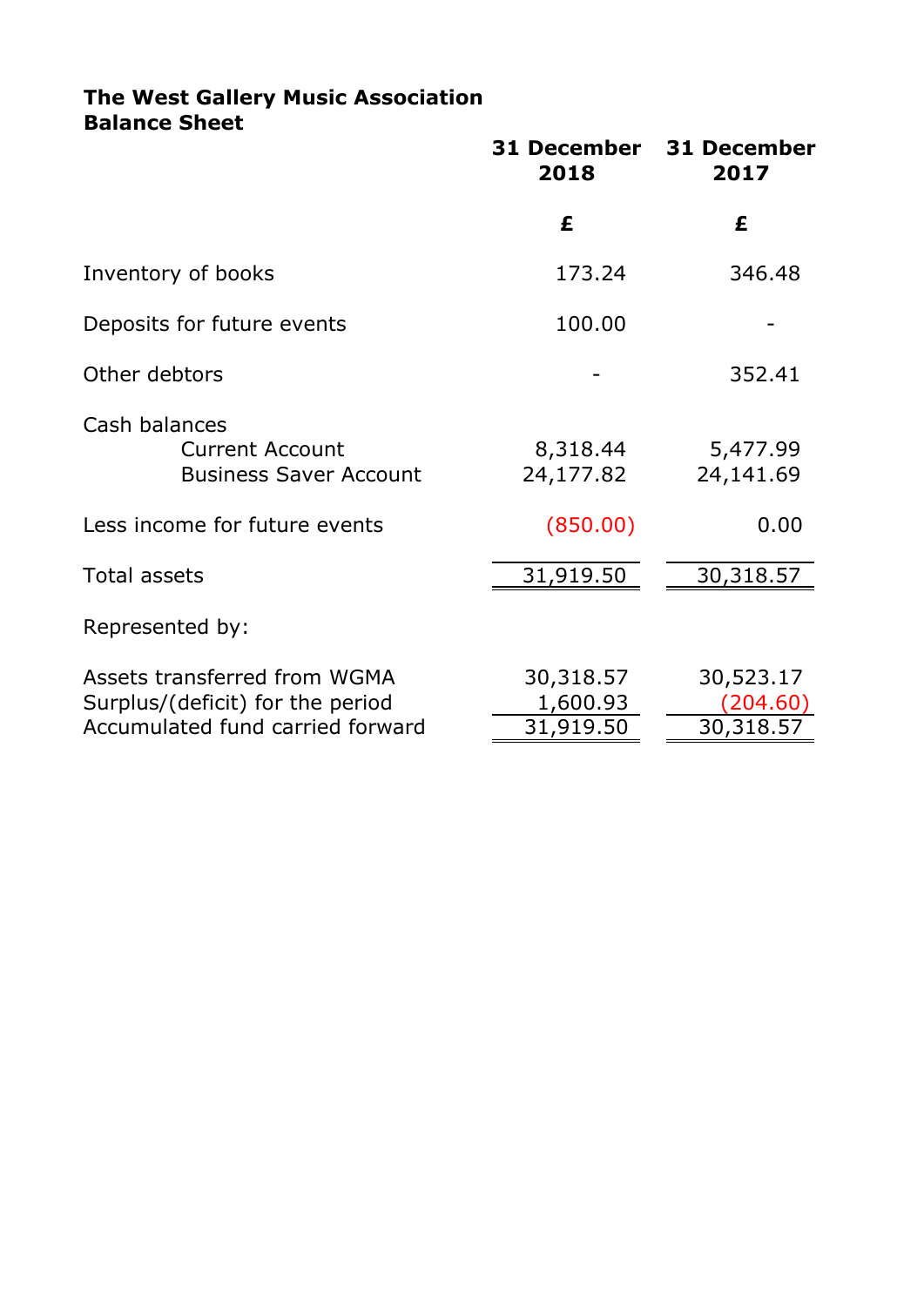**The West Gallery Music Association**
**Balance Sheet**

| | 31 December 2018 | 31 December 2017 |
|---|---|---|
| | £ | £ |
| Inventory of books | 173.24 | 346.48 |
| Deposits for future events | 100.00 | - |
| Other debtors | - | 352.41 |
| Cash balances | | |
| Current Account | 8,318.44 | 5,477.99 |
| Business Saver Account | 24,177.82 | 24,141.69 |
| Less income for future events | (850.00) | 0.00 |
| Total assets | 31,919.50 | 30,318.57 |
| Represented by: | | |
| Assets transferred from WGMA | 30,318.57 | 30,523.17 |
| Surplus/(deficit) for the period | 1,600.93 | (204.60) |
| Accumulated fund carried forward | 31,919.50 | 30,318.57 |